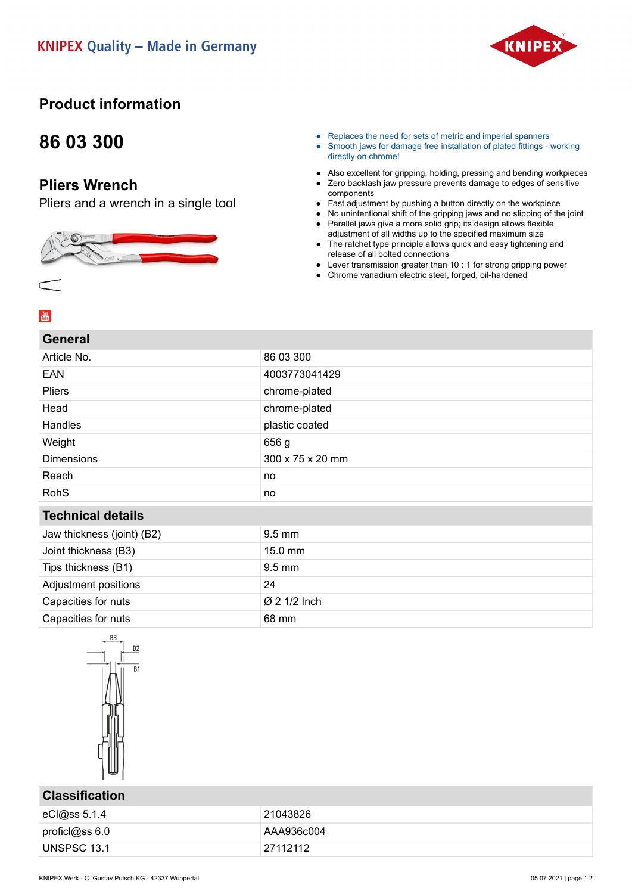KNIPEX Quality – Made in Germany

# Product information

## 86 03 300

### Pliers Wrench

Pliers and a wrench in a single tool

- Replaces the need for sets of metric and imperial spanners
- Smooth jaws for damage free installation of plated fittings - working directly on chrome!

- Also excellent for gripping, holding, pressing and bending workpieces
- Zero backlash jaw pressure prevents damage to edges of sensitive components
- Fast adjustment by pushing a button directly on the workpiece
- No unintentional shift of the gripping jaws and no slipping of the joint
- Parallel jaws give a more solid grip; its design allows flexible adjustment of all widths up to the specified maximum size
- The ratchet type principle allows quick and easy tightening and release of all bolted connections
- Lever transmission greater than 10 : 1 for strong gripping power
- Chrome vanadium electric steel, forged, oil-hardened

| General | |
|---|---|
| Article No. | 86 03 300 |
| EAN | 4003773041429 |
| Pliers | chrome-plated |
| Head | chrome-plated |
| Handles | plastic coated |
| Weight | 656 g |
| Dimensions | 300 x 75 x 20 mm |
| Reach | no |
| RohS | no |

| Technical details | |
|---|---|
| Jaw thickness (joint) (B2) | 9.5 mm |
| Joint thickness (B3) | 15.0 mm |
| Tips thickness (B1) | 9.5 mm |
| Adjustment positions | 24 |
| Capacities for nuts | Ø 2 1/2 Inch |
| Capacities for nuts | 68 mm |

B3 B2 B1

| Classification | |
|---|---|
| eCl@ss 5.1.4 | 21043826 |
| proficl@ss 6.0 | AAA936c004 |
| UNSPSC 13.1 | 27112112 |

KNIPEX Werk - C. Gustav Putsch KG - 42337 Wuppertal

05.07.2021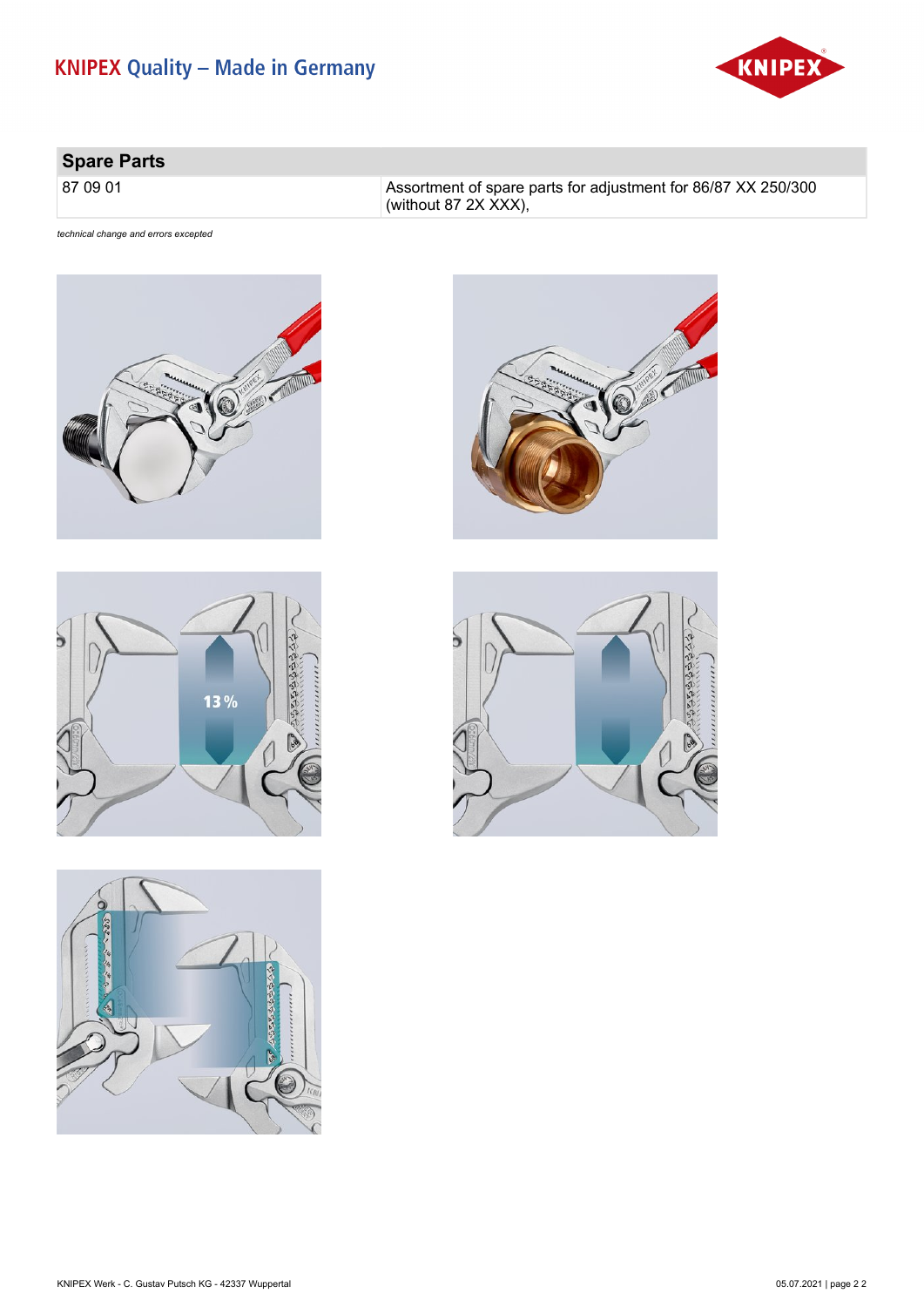| Spare Parts | |
|---|---|
| 87 09 01 | Assortment of spare parts for adjustment for 86/87 XX 250/300 (without 87 2X XXX), |

*technical change and errors excepted*